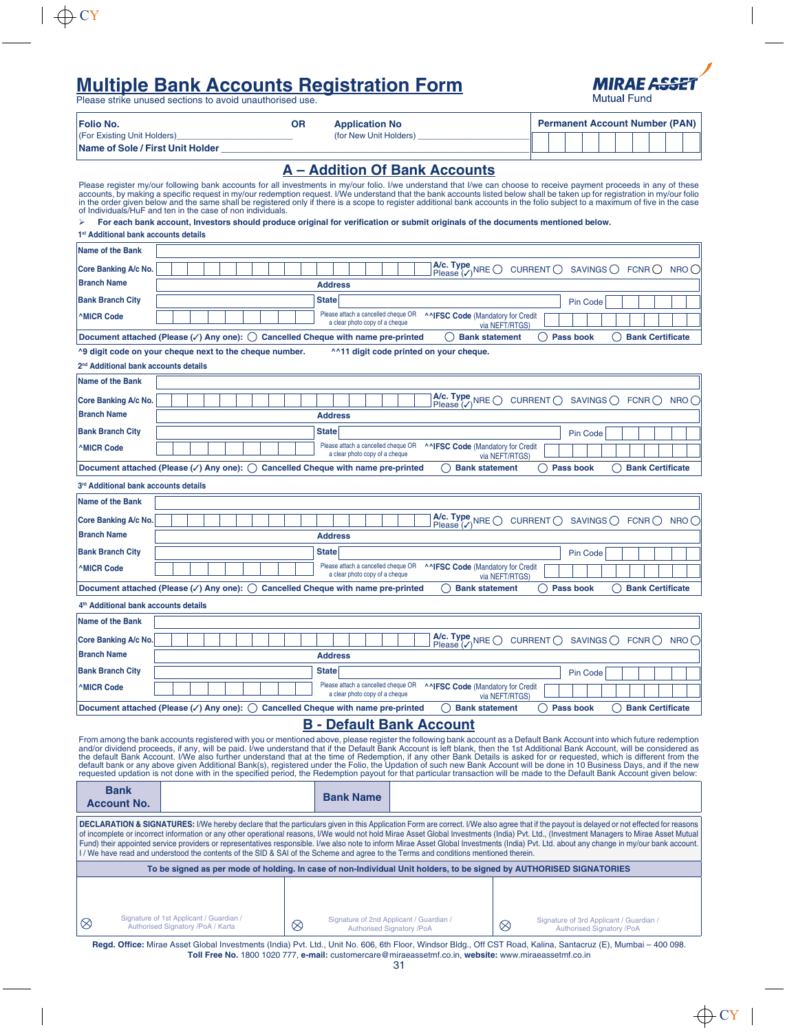# Multiple Bank Accounts Registration Form

MIRAE ASSET Mutual Fund

Please strike unused sections to avoid unauthorised use.

| **Folio No.** (For Existing Unit Holders)\_\_\_\_\_\_\_\_\_\_ | **OR** | **Application No** (for New Unit Holders) \_\_\_\_\_\_\_\_\_\_ | **Permanent Account Number (PAN)** |
|---|---|---|---|
| **Name of Sole / First Unit Holder** | | | |

## A – Addition Of Bank Accounts

Please register my/our following bank accounts for all investments in my/our folio. I/we understand that I/we can choose to receive payment proceeds in any of these accounts, by making a specific request in my/our redemption request. I/We understand that the bank accounts listed below shall be taken up for registration in my/our folio in the order given below and the same shall be registered only if there is a scope to register additional bank accounts in the folio subject to a maximum of five in the case of Individuals/HuF and ten in the case of non individuals.

➢ **For each bank account, Investors should produce original for verification or submit originals of the documents mentioned below.**

**1st Additional bank accounts details**

| | | | |
|---|---|---|---|
| **Name of the Bank** | | | |
| **Core Banking A/c No.** | | **A/c. Type Please (✓)** | NRE ◯ CURRENT ◯ SAVINGS ◯ FCNR ◯ NRO ◯ |
| **Branch Name** | | **Address** | |
| **Bank Branch City** | | **State** | Pin Code |
| **^MICR Code** | | Please attach a cancelled cheque OR a clear photo copy of a cheque | **^^IFSC Code** (Mandatory for Credit via NEFT/RTGS) |
| **Document attached (Please (✓) Any one):** | ◯ Cancelled Cheque with name pre-printed | ◯ Bank statement | ◯ Pass book ◯ Bank Certificate |

**^9 digit code on your cheque next to the cheque number.** **^^11 digit code printed on your cheque.**

**2nd Additional bank accounts details**

| | | | |
|---|---|---|---|
| **Name of the Bank** | | | |
| **Core Banking A/c No.** | | **A/c. Type Please (✓)** | NRE ◯ CURRENT ◯ SAVINGS ◯ FCNR ◯ NRO ◯ |
| **Branch Name** | | **Address** | |
| **Bank Branch City** | | **State** | Pin Code |
| **^MICR Code** | | Please attach a cancelled cheque OR a clear photo copy of a cheque | **^^IFSC Code** (Mandatory for Credit via NEFT/RTGS) |
| **Document attached (Please (✓) Any one):** | ◯ Cancelled Cheque with name pre-printed | ◯ Bank statement | ◯ Pass book ◯ Bank Certificate |

**3rd Additional bank accounts details**

| | | | |
|---|---|---|---|
| **Name of the Bank** | | | |
| **Core Banking A/c No.** | | **A/c. Type Please (✓)** | NRE ◯ CURRENT ◯ SAVINGS ◯ FCNR ◯ NRO ◯ |
| **Branch Name** | | **Address** | |
| **Bank Branch City** | | **State** | Pin Code |
| **^MICR Code** | | Please attach a cancelled cheque OR a clear photo copy of a cheque | **^^IFSC Code** (Mandatory for Credit via NEFT/RTGS) |
| **Document attached (Please (✓) Any one):** | ◯ Cancelled Cheque with name pre-printed | ◯ Bank statement | ◯ Pass book ◯ Bank Certificate |

**4th Additional bank accounts details**

| | | | |
|---|---|---|---|
| **Name of the Bank** | | | |
| **Core Banking A/c No.** | | **A/c. Type Please (✓)** | NRE ◯ CURRENT ◯ SAVINGS ◯ FCNR ◯ NRO ◯ |
| **Branch Name** | | **Address** | |
| **Bank Branch City** | | **State** | Pin Code |
| **^MICR Code** | | Please attach a cancelled cheque OR a clear photo copy of a cheque | **^^IFSC Code** (Mandatory for Credit via NEFT/RTGS) |
| **Document attached (Please (✓) Any one):** | ◯ Cancelled Cheque with name pre-printed | ◯ Bank statement | ◯ Pass book ◯ Bank Certificate |

## B - Default Bank Account

From among the bank accounts registered with you or mentioned above, please register the following bank account as a Default Bank Account into which future redemption and/or dividend proceeds, if any, will be paid. I/we understand that if the Default Bank Account is left blank, then the 1st Additional Bank Account, will be considered as the default Bank Account. I/We also further understand that at the time of Redemption, if any other Bank Details is asked for or requested, which is different from the default bank or any above given Additional Bank(s), registered under the Folio, the Updation of such new Bank Account will be done in 10 Business Days, and if the new requested updation is not done with in the specified period, the Redemption payout for that particular transaction will be made to the Default Bank Account given below:

| **Bank Account No.** | | **Bank Name** | |
|---|---|---|---|

**DECLARATION & SIGNATURES:** I/We hereby declare that the particulars given in this Application Form are correct. I/We also agree that if the payout is delayed or not effected for reasons of incomplete or incorrect information or any other operational reasons, I/We would not hold Mirae Asset Global Investments (India) Pvt. Ltd., (Investment Managers to Mirae Asset Mutual Fund) their appointed service providers or representatives responsible. I/we also note to inform Mirae Asset Global Investments (India) Pvt. Ltd. about any change in my/our bank account. I / We have read and understood the contents of the SID & SAI of the Scheme and agree to the Terms and conditions mentioned therein.

**To be signed as per mode of holding. In case of non-Individual Unit holders, to be signed by AUTHORISED SIGNATORIES**

| | | |
|---|---|---|
| Signature of 1st Applicant / Guardian / Authorised Signatory /PoA / Karta | Signature of 2nd Applicant / Guardian / Authorised Signatory /PoA | Signature of 3rd Applicant / Guardian / Authorised Signatory /PoA |

**Regd. Office:** Mirae Asset Global Investments (India) Pvt. Ltd., Unit No. 606, 6th Floor, Windsor Bldg., Off CST Road, Kalina, Santacruz (E), Mumbai – 400 098.
**Toll Free No.** 1800 1020 777, **e-mail:** customercare@miraeassetmf.co.in, **website:** www.miraeassetmf.co.in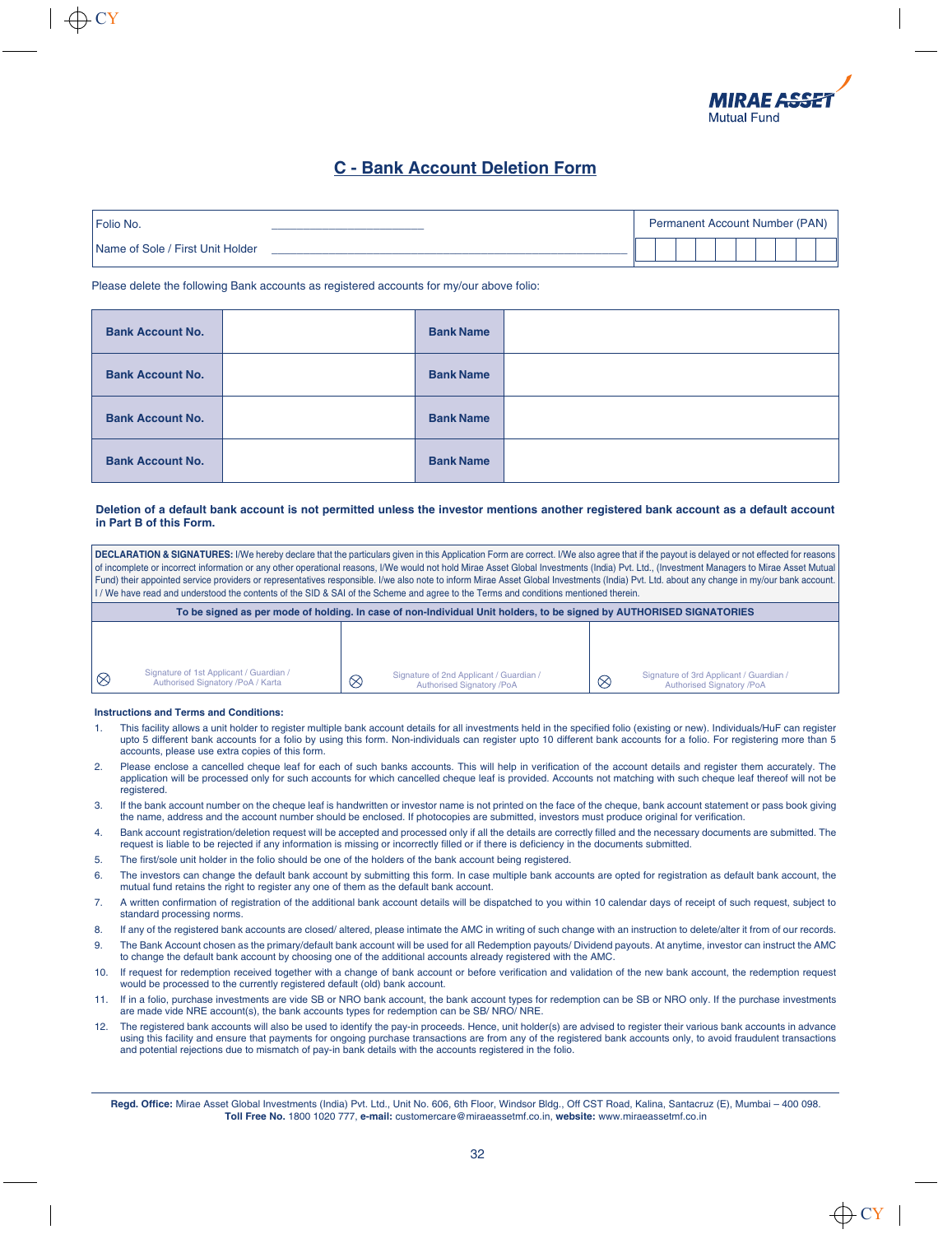MIRAE ASSET Mutual Fund

# C - Bank Account Deletion Form

| | | |
|---|---|---|
| Folio No. | ______________________ | Permanent Account Number (PAN) |
| Name of Sole / First Unit Holder | ______________________ | |

Please delete the following Bank accounts as registered accounts for my/our above folio:

| | | | |
|---|---|---|---|
| **Bank Account No.** | | **Bank Name** | |
| **Bank Account No.** | | **Bank Name** | |
| **Bank Account No.** | | **Bank Name** | |
| **Bank Account No.** | | **Bank Name** | |

**Deletion of a default bank account is not permitted unless the investor mentions another registered bank account as a default account in Part B of this Form.**

**DECLARATION & SIGNATURES:** I/We hereby declare that the particulars given in this Application Form are correct. I/We also agree that if the payout is delayed or not effected for reasons of incomplete or incorrect information or any other operational reasons, I/We would not hold Mirae Asset Global Investments (India) Pvt. Ltd., (Investment Managers to Mirae Asset Mutual Fund) their appointed service providers or representatives responsible. I/we also note to inform Mirae Asset Global Investments (India) Pvt. Ltd. about any change in my/our bank account. I / We have read and understood the contents of the SID & SAI of the Scheme and agree to the Terms and conditions mentioned therein.

**To be signed as per mode of holding. In case of non-Individual Unit holders, to be signed by AUTHORISED SIGNATORIES**

| | | |
|---|---|---|
| Signature of 1st Applicant / Guardian / Authorised Signatory /PoA / Karta | Signature of 2nd Applicant / Guardian / Authorised Signatory /PoA | Signature of 3rd Applicant / Guardian / Authorised Signatory /PoA |

**Instructions and Terms and Conditions:**

1. This facility allows a unit holder to register multiple bank account details for all investments held in the specified folio (existing or new). Individuals/HuF can register upto 5 different bank accounts for a folio by using this form. Non-individuals can register upto 10 different bank accounts for a folio. For registering more than 5 accounts, please use extra copies of this form.
2. Please enclose a cancelled cheque leaf for each of such banks accounts. This will help in verification of the account details and register them accurately. The application will be processed only for such accounts for which cancelled cheque leaf is provided. Accounts not matching with such cheque leaf thereof will not be registered.
3. If the bank account number on the cheque leaf is handwritten or investor name is not printed on the face of the cheque, bank account statement or pass book giving the name, address and the account number should be enclosed. If photocopies are submitted, investors must produce original for verification.
4. Bank account registration/deletion request will be accepted and processed only if all the details are correctly filled and the necessary documents are submitted. The request is liable to be rejected if any information is missing or incorrectly filled or if there is deficiency in the documents submitted.
5. The first/sole unit holder in the folio should be one of the holders of the bank account being registered.
6. The investors can change the default bank account by submitting this form. In case multiple bank accounts are opted for registration as default bank account, the mutual fund retains the right to register any one of them as the default bank account.
7. A written confirmation of registration of the additional bank account details will be dispatched to you within 10 calendar days of receipt of such request, subject to standard processing norms.
8. If any of the registered bank accounts are closed/ altered, please intimate the AMC in writing of such change with an instruction to delete/alter it from of our records.
9. The Bank Account chosen as the primary/default bank account will be used for all Redemption payouts/ Dividend payouts. At anytime, investor can instruct the AMC to change the default bank account by choosing one of the additional accounts already registered with the AMC.
10. If request for redemption received together with a change of bank account or before verification and validation of the new bank account, the redemption request would be processed to the currently registered default (old) bank account.
11. If in a folio, purchase investments are vide SB or NRO bank account, the bank account types for redemption can be SB or NRO only. If the purchase investments are made vide NRE account(s), the bank accounts types for redemption can be SB/ NRO/ NRE.
12. The registered bank accounts will also be used to identify the pay-in proceeds. Hence, unit holder(s) are advised to register their various bank accounts in advance using this facility and ensure that payments for ongoing purchase transactions are from any of the registered bank accounts only, to avoid fraudulent transactions and potential rejections due to mismatch of pay-in bank details with the accounts registered in the folio.

**Regd. Office:** Mirae Asset Global Investments (India) Pvt. Ltd., Unit No. 606, 6th Floor, Windsor Bldg., Off CST Road, Kalina, Santacruz (E), Mumbai – 400 098.
**Toll Free No.** 1800 1020 777, **e-mail:** customercare@miraeassetmf.co.in, **website:** www.miraeassetmf.co.in